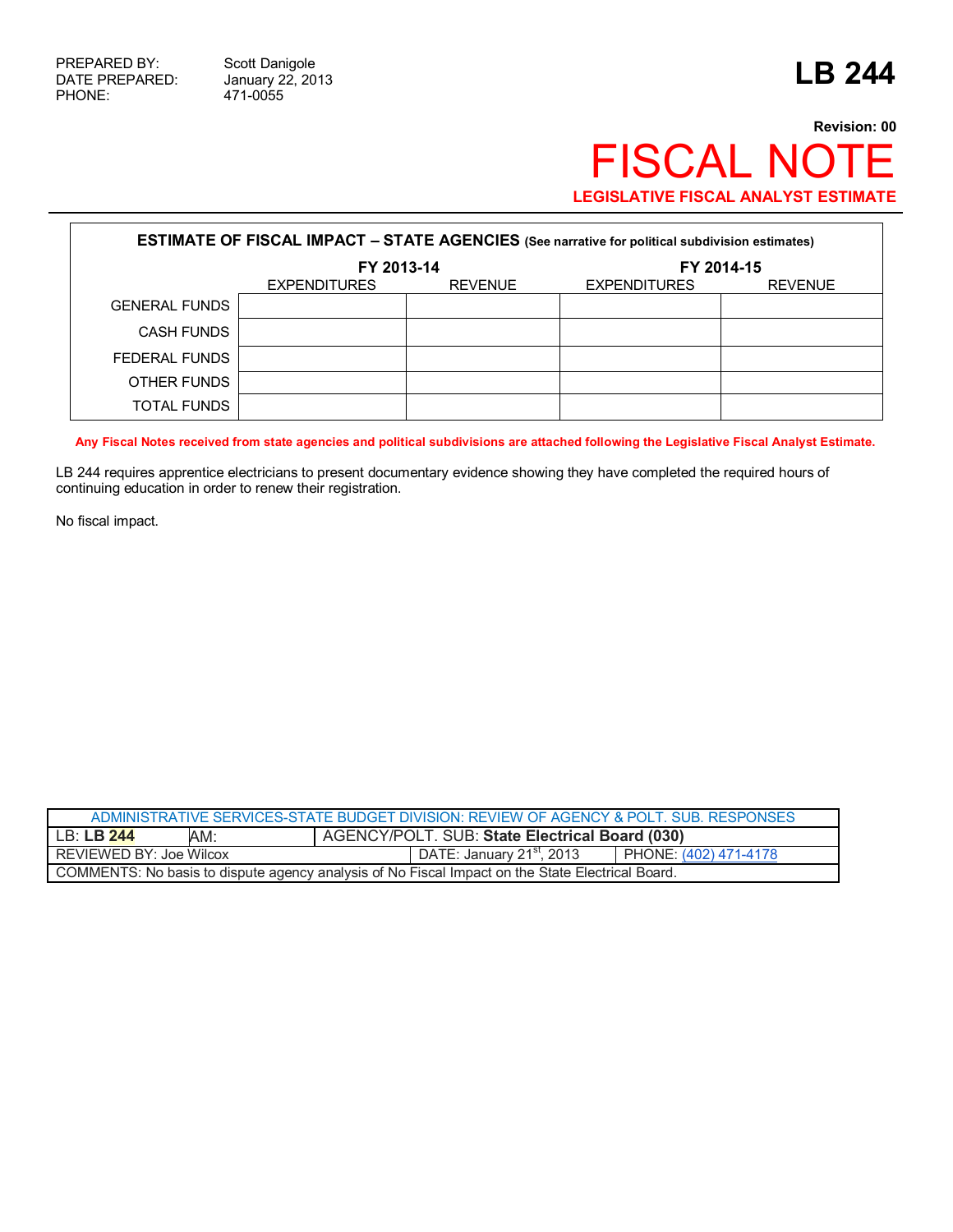PREPARED BY: Scott Danigole
DATE PREPARED: January 22, 2013
PHONE: 471-0055

# LB 244

**Revision: 00**

# FISCAL NOTE

**LEGISLATIVE FISCAL ANALYST ESTIMATE**

| **ESTIMATE OF FISCAL IMPACT – STATE AGENCIES** (See narrative for political subdivision estimates) | | | | |
|---|---|---|---|---|
| | **FY 2013-14** | | **FY 2014-15** | |
| | EXPENDITURES | REVENUE | EXPENDITURES | REVENUE |
| GENERAL FUNDS | | | | |
| CASH FUNDS | | | | |
| FEDERAL FUNDS | | | | |
| OTHER FUNDS | | | | |
| TOTAL FUNDS | | | | |

**Any Fiscal Notes received from state agencies and political subdivisions are attached following the Legislative Fiscal Analyst Estimate.**

LB 244 requires apprentice electricians to present documentary evidence showing they have completed the required hours of continuing education in order to renew their registration.

No fiscal impact.

| ADMINISTRATIVE SERVICES-STATE BUDGET DIVISION: REVIEW OF AGENCY & POLT. SUB. RESPONSES | | | |
|---|---|---|---|
| LB: **LB 244** | AM: | AGENCY/POLT. SUB: **State Electrical Board (030)** | |
| REVIEWED BY: Joe Wilcox | | DATE: January 21st, 2013 | PHONE: (402) 471-4178 |
| COMMENTS: No basis to dispute agency analysis of No Fiscal Impact on the State Electrical Board. | | | |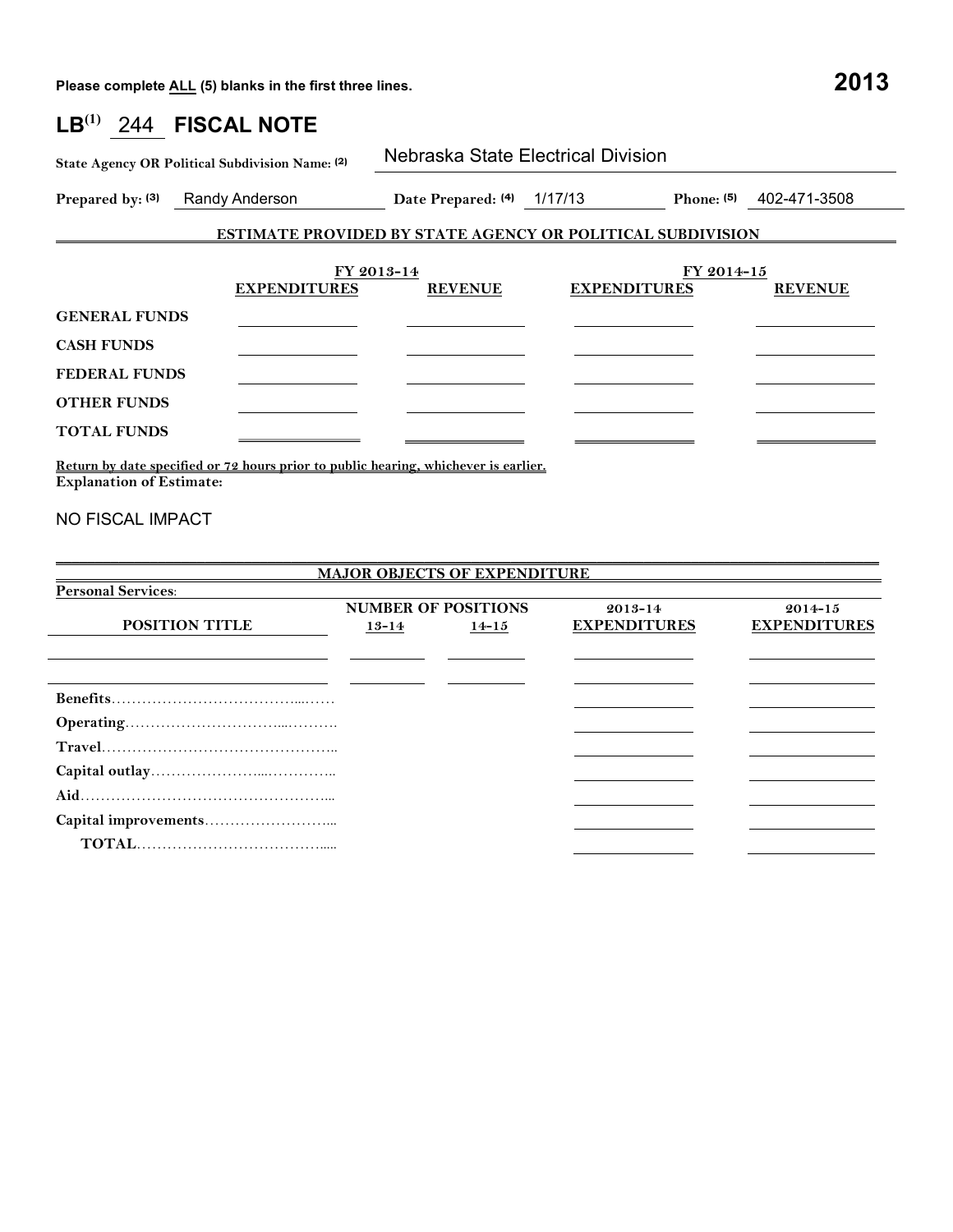Please complete ALL (5) blanks in the first three lines. **2013**

# LB[1] 244 FISCAL NOTE

**State Agency OR Political Subdivision Name: (2)** Nebraska State Electrical Division

**Prepared by: (3)** Randy Anderson **Date Prepared: (4)** 1/17/13 **Phone: (5)** 402-471-3508

**ESTIMATE PROVIDED BY STATE AGENCY OR POLITICAL SUBDIVISION**

| | FY 2013-14 | | FY 2014-15 | |
|---|---|---|---|---|
| | **EXPENDITURES** | **REVENUE** | **EXPENDITURES** | **REVENUE** |
| **GENERAL FUNDS** | | | | |
| **CASH FUNDS** | | | | |
| **FEDERAL FUNDS** | | | | |
| **OTHER FUNDS** | | | | |
| **TOTAL FUNDS** | | | | |

**Return by date specified or 72 hours prior to public hearing, whichever is earlier.**

**Explanation of Estimate:**

NO FISCAL IMPACT

**MAJOR OBJECTS OF EXPENDITURE**

**Personal Services:**

| | NUMBER OF POSITIONS | | 2013-14 | 2014-15 |
|---|---|---|---|---|
| **POSITION TITLE** | **13-14** | **14-15** | **EXPENDITURES** | **EXPENDITURES** |
| | | | | |
| | | | | |
| **Benefits**…………………………………………… | | | | |
| **Operating**…………………………………………… | | | | |
| **Travel**…………………………………………… | | | | |
| **Capital outlay**…………………………………………… | | | | |
| **Aid**…………………………………………… | | | | |
| **Capital improvements**…………………………… | | | | |
| **TOTAL**…………………………………………… | | | | |